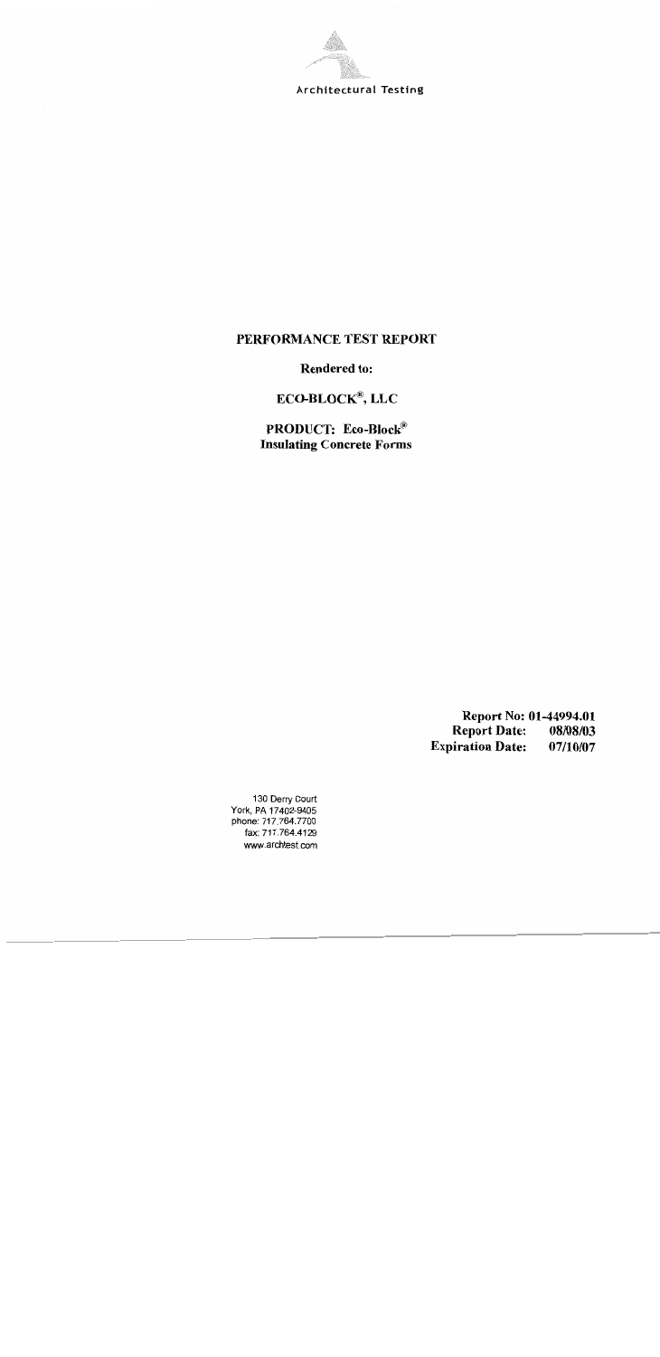Architectural Testing

# PERFORMANCE TEST REPORT

**Rendered to:**

**ECO-BLOCK®, LLC**

**PRODUCT: Eco-Block®**
**Insulating Concrete Forms**

**Report No: 01-44994.01**
**Report Date: 08/08/03**
**Expiration Date: 07/10/07**

130 Derry Court
York, PA 17402-9405
phone: 717.764.7700
fax: 717.764.4129
www.archtest.com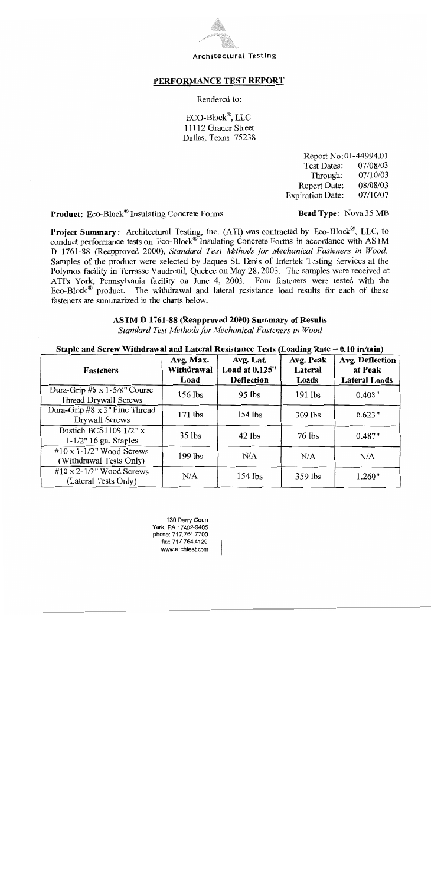Architectural Testing

## PERFORMANCE TEST REPORT

Rendered to:

ECO-Block®, LLC
11112 Grader Street
Dallas, Texas 75238

Report No: 01-44994.01
Test Dates: 07/08/03
Through: 07/10/03
Report Date: 08/08/03
Expiration Date: 07/10/07

**Product**: Eco-Block® Insulating Concrete Forms

**Bead Type**: Nova 35 MB

**Project Summary**: Architectural Testing, Inc. (ATI) was contracted by Eco-Block®, LLC, to conduct performance tests on Eco-Block® Insulating Concrete Forms in accordance with ASTM D 1761-88 (Reapproved 2000), *Standard Test Methods for Mechanical Fasteners in Wood.* Samples of the product were selected by Jaques St. Denis of Intertek Testing Services at the Polymos facility in Terrasse Vaudreuil, Quebec on May 28, 2003. The samples were received at ATI's York, Pennsylvania facility on June 4, 2003. Four fasteners were tested with the Eco-Block® product. The withdrawal and lateral resistance load results for each of these fasteners are summarized in the charts below.

### ASTM D 1761-88 (Reapproved 2000) Summary of Results

*Standard Test Methods for Mechanical Fasteners in Wood*

**Staple and Screw Withdrawal and Lateral Resistance Tests (Loading Rate = 0.10 in/min)**

| Fasteners | Avg. Max. Withdrawal Load | Avg. Lat. Load at 0.125" Deflection | Avg. Peak Lateral Loads | Avg. Deflection at Peak Lateral Loads |
|---|---|---|---|---|
| Dura-Grip #6 x 1-5/8" Course Thread Drywall Screws | 156 lbs | 95 lbs | 191 lbs | 0.408" |
| Dura-Grip #8 x 3" Fine Thread Drywall Screws | 171 lbs | 154 lbs | 309 lbs | 0.623" |
| Bostich BCS1109 1/2" x 1-1/2" 16 ga. Staples | 35 lbs | 42 lbs | 76 lbs | 0.487" |
| #10 x 1-1/2" Wood Screws (Withdrawal Tests Only) | 199 lbs | N/A | N/A | N/A |
| #10 x 2-1/2" Wood Screws (Lateral Tests Only) | N/A | 154 lbs | 359 lbs | 1.260" |

130 Derry Court
York, PA 17402-9405
phone: 717.764.7700
fax: 717.764.4129
www.archtest.com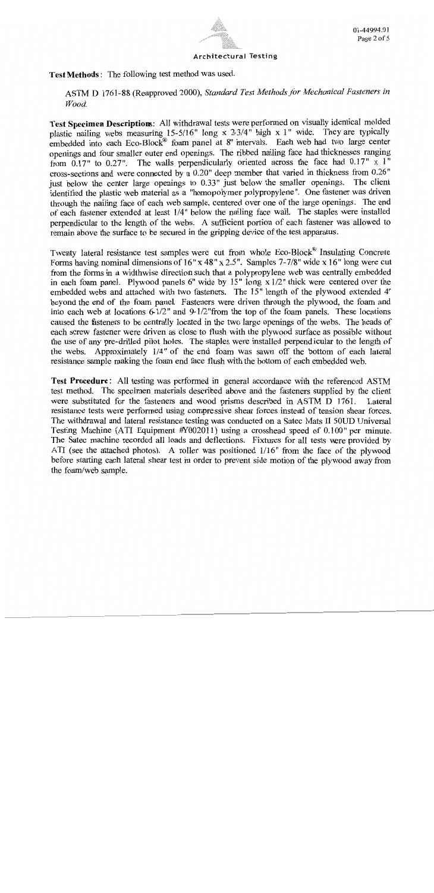**Test Methods**: The following test method was used.

ASTM D 1761-88 (Reapproved 2000), *Standard Test Methods for Mechanical Fasteners in Wood.*

**Test Specimen Descriptions**: All withdrawal tests were performed on visually identical molded plastic nailing webs measuring 15-5/16" long x 2-3/4" high x 1" wide. They are typically embedded into each Eco-Block® foam panel at 8" intervals. Each web had two large center openings and four smaller outer end openings. The ribbed nailing face had thicknesses ranging from 0.17" to 0.27". The walls perpendicularly oriented across the face had 0.17" x 1" cross-sections and were connected by a 0.20" deep member that varied in thickness from 0.26" just below the center large openings to 0.33" just below the smaller openings. The client identified the plastic web material as a "homopolymer polypropylene". One fastener was driven through the nailing face of each web sample, centered over one of the large openings. The end of each fastener extended at least 1/4" below the nailing face wall. The staples were installed perpendicular to the length of the webs. A sufficient portion of each fastener was allowed to remain above the surface to be secured in the gripping device of the test apparatus.

Twenty lateral resistance test samples were cut from whole Eco-Block® Insulating Concrete Forms having nominal dimensions of 16" x 48" x 2.5". Samples 7-7/8" wide x 16" long were cut from the forms in a widthwise direction such that a polypropylene web was centrally embedded in each foam panel. Plywood panels 6" wide by 15" long x 1/2" thick were centered over the embedded webs and attached with two fasteners. The 15" length of the plywood extended 4" beyond the end of the foam panel. Fasteners were driven through the plywood, the foam and into each web at locations 6-1/2" and 9-1/2" from the top of the foam panels. These locations caused the fasteners to be centrally located in the two large openings of the webs. The heads of each screw fastener were driven as close to flush with the plywood surface as possible without the use of any pre-drilled pilot holes. The staples were installed perpendicular to the length of the webs. Approximately 1/4" of the end foam was sawn off the bottom of each lateral resistance sample making the foam end face flush with the bottom of each embedded web.

**Test Procedure**: All testing was performed in general accordance with the referenced ASTM test method. The specimen materials described above and the fasteners supplied by the client were substituted for the fasteners and wood prisms described in ASTM D 1761. Lateral resistance tests were performed using compressive shear forces instead of tension shear forces. The withdrawal and lateral resistance testing was conducted on a Satec Mats II 50UD Universal Testing Machine (ATI Equipment #Y002011) using a crosshead speed of 0.100" per minute. The Satec machine recorded all loads and deflections. Fixtures for all tests were provided by ATI (see the attached photos). A roller was positioned 1/16" from the face of the plywood before starting each lateral shear test in order to prevent side motion of the plywood away from the foam/web sample.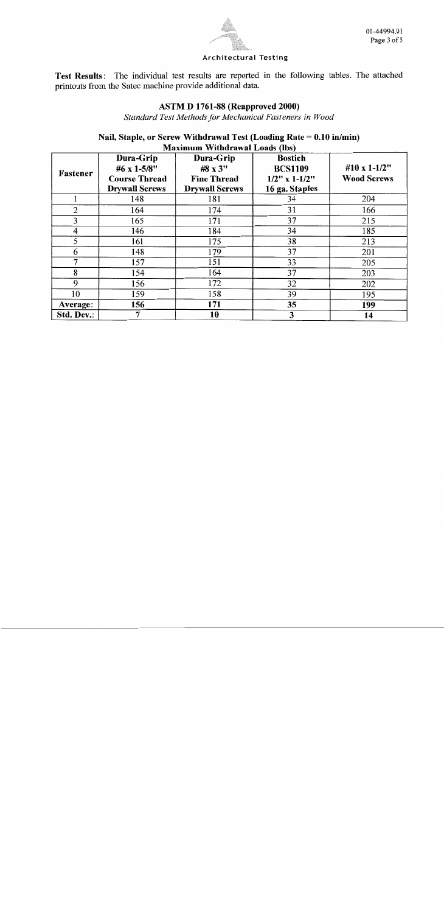**Test Results**: The individual test results are reported in the following tables. The attached printouts from the Satec machine provide additional data.

### ASTM D 1761-88 (Reapproved 2000)

*Standard Test Methods for Mechanical Fasteners in Wood*

#### Nail, Staple, or Screw Withdrawal Test (Loading Rate = 0.10 in/min)

**Maximum Withdrawal Loads (lbs)**

| Fastener | Dura-Grip #6 x 1-5/8" Course Thread Drywall Screws | Dura-Grip #8 x 3" Fine Thread Drywall Screws | Bostich BCS1109 1/2" x 1-1/2" 16 ga. Staples | #10 x 1-1/2" Wood Screws |
|---|---|---|---|---|
| 1 | 148 | 181 | 34 | 204 |
| 2 | 164 | 174 | 31 | 166 |
| 3 | 165 | 171 | 37 | 215 |
| 4 | 146 | 184 | 34 | 185 |
| 5 | 161 | 175 | 38 | 213 |
| 6 | 148 | 179 | 37 | 201 |
| 7 | 157 | 151 | 33 | 205 |
| 8 | 154 | 164 | 37 | 203 |
| 9 | 156 | 172 | 32 | 202 |
| 10 | 159 | 158 | 39 | 195 |
| **Average:** | **156** | **171** | **35** | **199** |
| **Std. Dev.:** | **7** | **10** | **3** | **14** |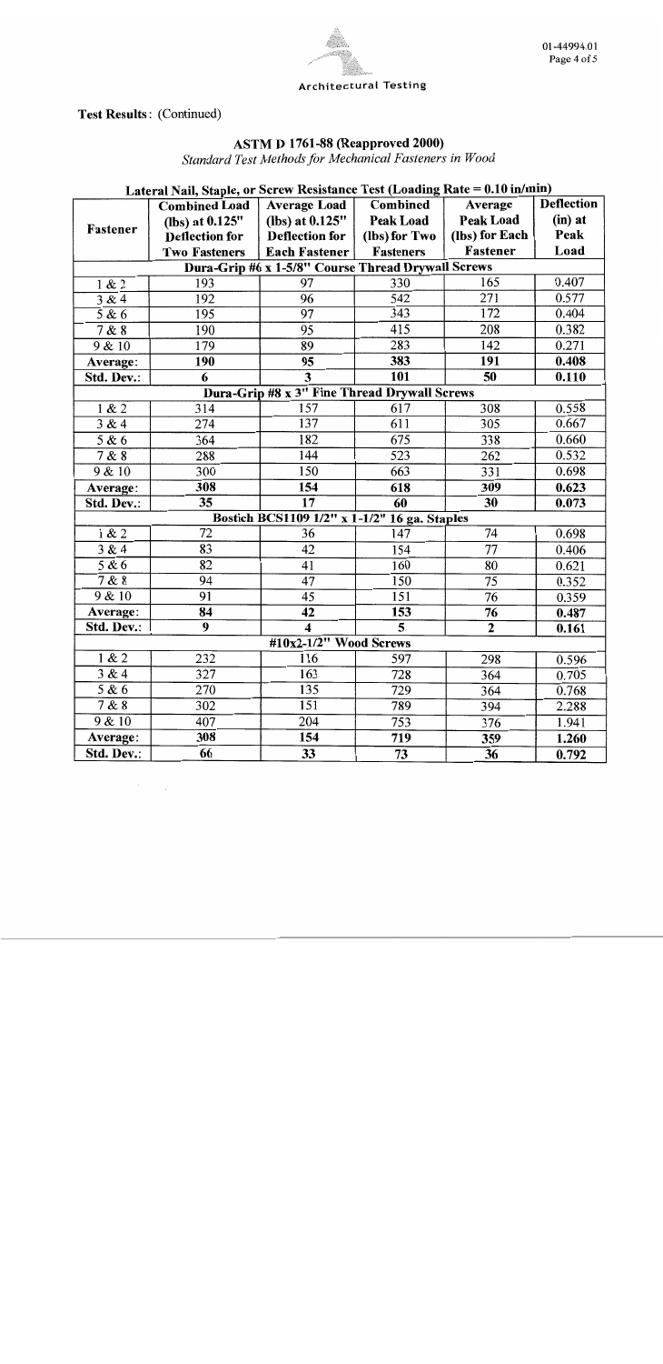**Test Results**: (Continued)

## ASTM D 1761-88 (Reapproved 2000)

*Standard Test Methods for Mechanical Fasteners in Wood*

### Lateral Nail, Staple, or Screw Resistance Test (Loading Rate = 0.10 in/min)

| Fastener | Combined Load (lbs) at 0.125" Deflection for Two Fasteners | Average Load (lbs) at 0.125" Deflection for Each Fastener | Combined Peak Load (lbs) for Two Fasteners | Average Peak Load (lbs) for Each Fastener | Deflection (in) at Peak Load |
|---|---|---|---|---|---|
| **Dura-Grip #6 x 1-5/8" Course Thread Drywall Screws** | | | | | |
| 1 & 2 | 193 | 97 | 330 | 165 | 0.407 |
| 3 & 4 | 192 | 96 | 542 | 271 | 0.577 |
| 5 & 6 | 195 | 97 | 343 | 172 | 0.404 |
| 7 & 8 | 190 | 95 | 415 | 208 | 0.382 |
| 9 & 10 | 179 | 89 | 283 | 142 | 0.271 |
| **Average:** | **190** | **95** | **383** | **191** | **0.408** |
| **Std. Dev.:** | **6** | **3** | **101** | **50** | **0.110** |
| **Dura-Grip #8 x 3" Fine Thread Drywall Screws** | | | | | |
| 1 & 2 | 314 | 157 | 617 | 308 | 0.558 |
| 3 & 4 | 274 | 137 | 611 | 305 | 0.667 |
| 5 & 6 | 364 | 182 | 675 | 338 | 0.660 |
| 7 & 8 | 288 | 144 | 523 | 262 | 0.532 |
| 9 & 10 | 300 | 150 | 663 | 331 | 0.698 |
| **Average:** | **308** | **154** | **618** | **309** | **0.623** |
| **Std. Dev.:** | **35** | **17** | **60** | **30** | **0.073** |
| **Bostich BCS1109 1/2" x 1-1/2" 16 ga. Staples** | | | | | |
| 1 & 2 | 72 | 36 | 147 | 74 | 0.698 |
| 3 & 4 | 83 | 42 | 154 | 77 | 0.406 |
| 5 & 6 | 82 | 41 | 160 | 80 | 0.621 |
| 7 & 8 | 94 | 47 | 150 | 75 | 0.352 |
| 9 & 10 | 91 | 45 | 151 | 76 | 0.359 |
| **Average:** | **84** | **42** | **153** | **76** | **0.487** |
| **Std. Dev.:** | **9** | **4** | **5** | **2** | **0.161** |
| **#10x2-1/2" Wood Screws** | | | | | |
| 1 & 2 | 232 | 116 | 597 | 298 | 0.596 |
| 3 & 4 | 327 | 163 | 728 | 364 | 0.705 |
| 5 & 6 | 270 | 135 | 729 | 364 | 0.768 |
| 7 & 8 | 302 | 151 | 789 | 394 | 2.288 |
| 9 & 10 | 407 | 204 | 753 | 376 | 1.941 |
| **Average:** | **308** | **154** | **719** | **359** | **1.260** |
| **Std. Dev.:** | **66** | **33** | **73** | **36** | **0.792** |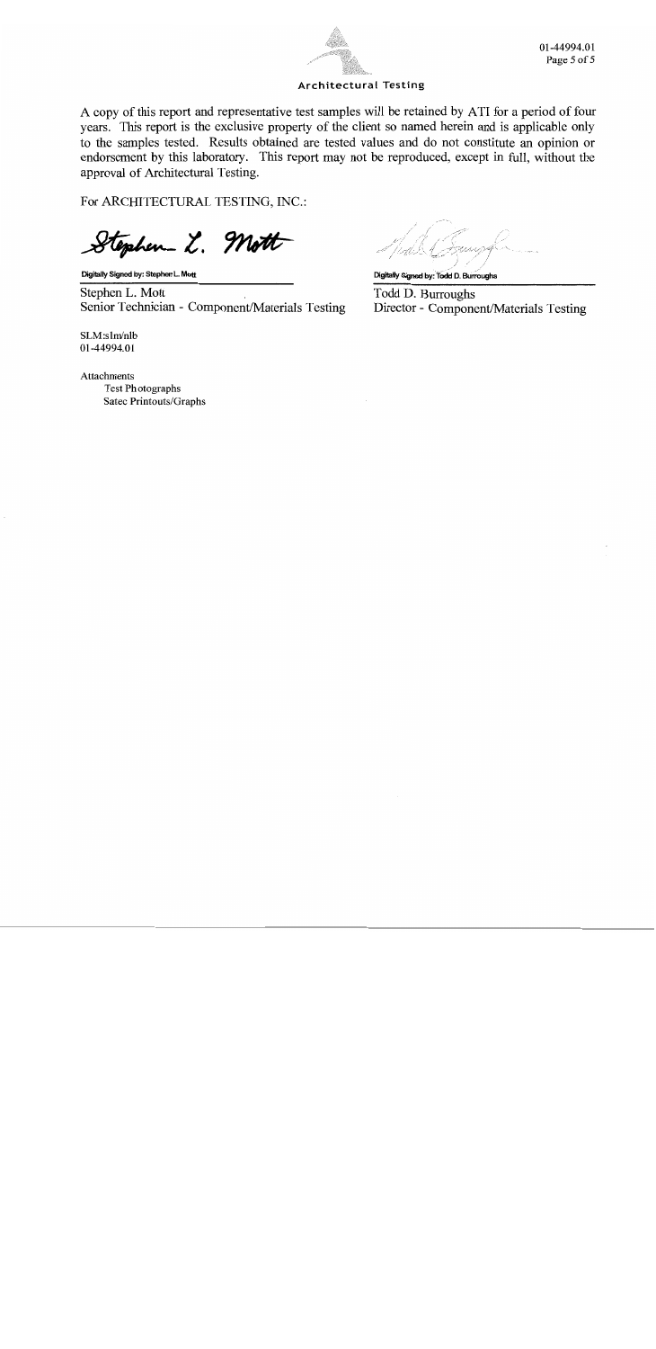A copy of this report and representative test samples will be retained by ATI for a period of four years. This report is the exclusive property of the client so named herein and is applicable only to the samples tested. Results obtained are tested values and do not constitute an opinion or endorsement by this laboratory. This report may not be reproduced, except in full, without the approval of Architectural Testing.

For ARCHITECTURAL TESTING, INC.:

Digitally Signed by: Stephen L. Mott

Stephen L. Mott
Senior Technician - Component/Materials Testing

Digitally Signed by: Todd D. Burroughs

Todd D. Burroughs
Director - Component/Materials Testing

SLM:slm/nlb
01-44994.01

Attachments
- Test Photographs
- Satec Printouts/Graphs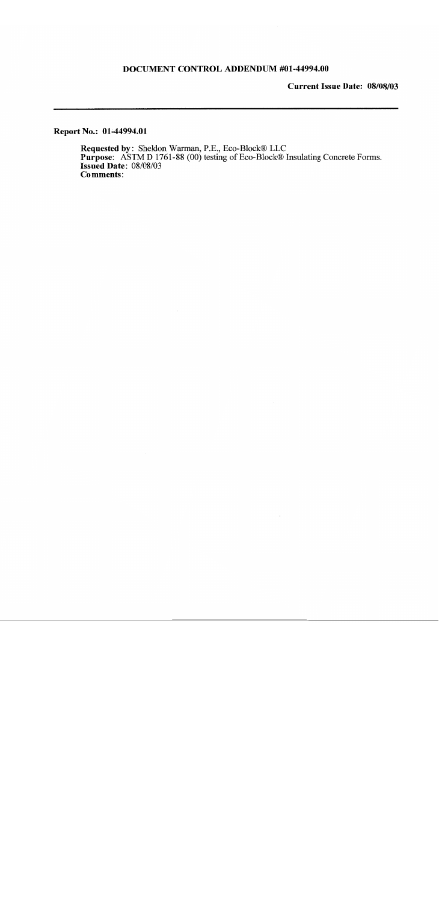# DOCUMENT CONTROL ADDENDUM #01-44994.00

**Current Issue Date: 08/08/03**

---

**Report No.: 01-44994.01**

**Requested by**: Sheldon Warman, P.E., Eco-Block® LLC
**Purpose**: ASTM D 1761-88 (00) testing of Eco-Block® Insulating Concrete Forms.
**Issued Date**: 08/08/03
**Comments**: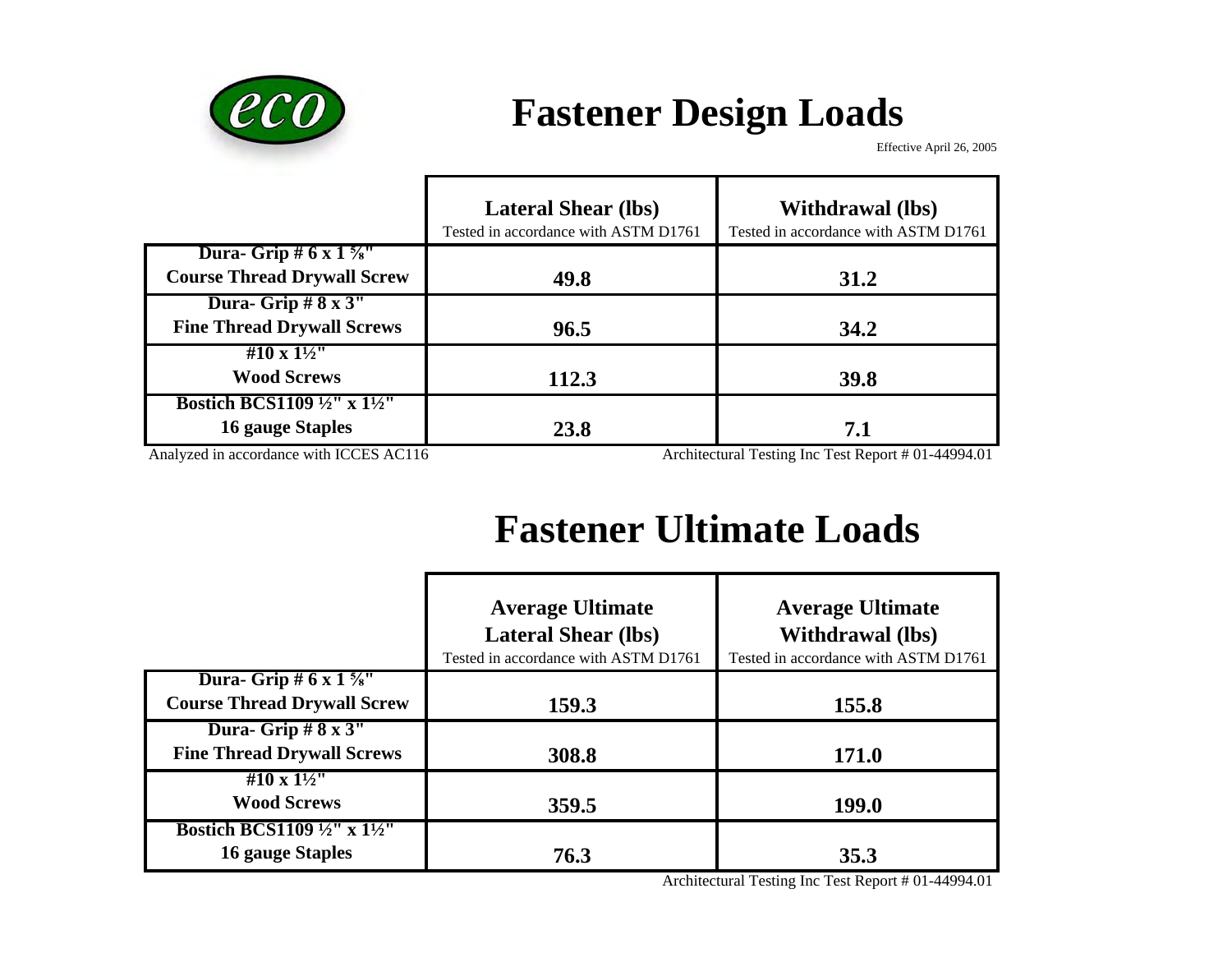# Fastener Design Loads

Effective April 26, 2005

| | Lateral Shear (lbs)<br>Tested in accordance with ASTM D1761 | Withdrawal (lbs)<br>Tested in accordance with ASTM D1761 |
|---|---|---|
| **Dura- Grip # 6 x 1 ⅝" Course Thread Drywall Screw** | **49.8** | **31.2** |
| **Dura- Grip # 8 x 3" Fine Thread Drywall Screws** | **96.5** | **34.2** |
| **#10 x 1½" Wood Screws** | **112.3** | **39.8** |
| **Bostich BCS1109 ½" x 1½" 16 gauge Staples** | **23.8** | **7.1** |

Analyzed in accordance with ICCES AC116

Architectural Testing Inc Test Report # 01-44994.01

# Fastener Ultimate Loads

| | Average Ultimate Lateral Shear (lbs)<br>Tested in accordance with ASTM D1761 | Average Ultimate Withdrawal (lbs)<br>Tested in accordance with ASTM D1761 |
|---|---|---|
| **Dura- Grip # 6 x 1 ⅝" Course Thread Drywall Screw** | **159.3** | **155.8** |
| **Dura- Grip # 8 x 3" Fine Thread Drywall Screws** | **308.8** | **171.0** |
| **#10 x 1½" Wood Screws** | **359.5** | **199.0** |
| **Bostich BCS1109 ½" x 1½" 16 gauge Staples** | **76.3** | **35.3** |

Architectural Testing Inc Test Report # 01-44994.01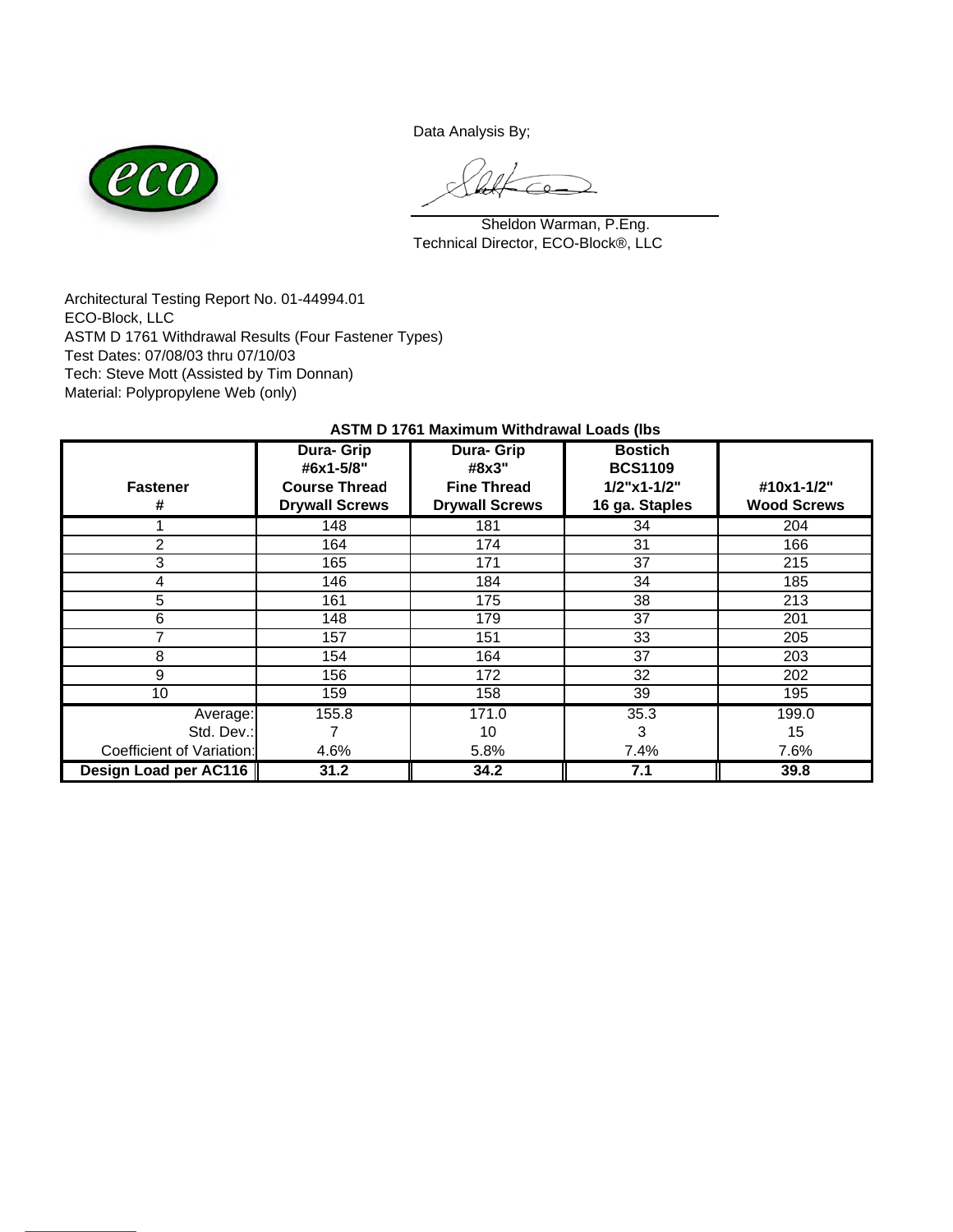Data Analysis By;

Sheldon Warman, P.Eng.
Technical Director, ECO-Block®, LLC

Architectural Testing Report No. 01-44994.01
ECO-Block, LLC
ASTM D 1761 Withdrawal Results (Four Fastener Types)
Test Dates: 07/08/03 thru 07/10/03
Tech: Steve Mott (Assisted by Tim Donnan)
Material: Polypropylene Web (only)

**ASTM D 1761 Maximum Withdrawal Loads (lbs**

| Fastener # | Dura- Grip #6x1-5/8" Course Thread Drywall Screws | Dura- Grip #8x3" Fine Thread Drywall Screws | Bostich BCS1109 1/2"x1-1/2" 16 ga. Staples | #10x1-1/2" Wood Screws |
|---|---|---|---|---|
| 1 | 148 | 181 | 34 | 204 |
| 2 | 164 | 174 | 31 | 166 |
| 3 | 165 | 171 | 37 | 215 |
| 4 | 146 | 184 | 34 | 185 |
| 5 | 161 | 175 | 38 | 213 |
| 6 | 148 | 179 | 37 | 201 |
| 7 | 157 | 151 | 33 | 205 |
| 8 | 154 | 164 | 37 | 203 |
| 9 | 156 | 172 | 32 | 202 |
| 10 | 159 | 158 | 39 | 195 |
| Average: | 155.8 | 171.0 | 35.3 | 199.0 |
| Std. Dev.: | 7 | 10 | 3 | 15 |
| Coefficient of Variation: | 4.6% | 5.8% | 7.4% | 7.6% |
| **Design Load per AC116** | **31.2** | **34.2** | **7.1** | **39.8** |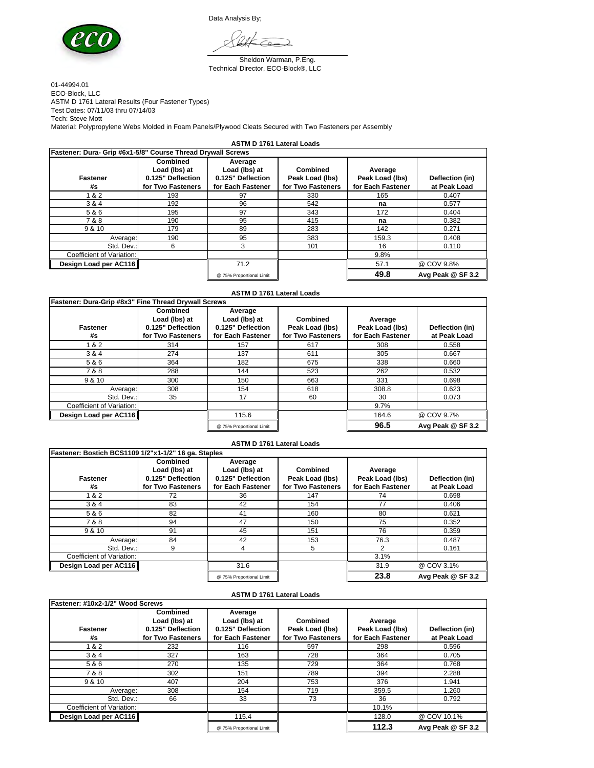Data Analysis By;

Sheldon Warman, P.Eng.
Technical Director, ECO-Block®, LLC

01-44994.01
ECO-Block, LLC
ASTM D 1761 Lateral Results (Four Fastener Types)
Test Dates: 07/11/03 thru 07/14/03
Tech: Steve Mott
Material: Polypropylene Webs Molded in Foam Panels/Plywood Cleats Secured with Two Fasteners per Assembly

**ASTM D 1761 Lateral Loads**

**Fastener: Dura- Grip #6x1-5/8" Course Thread Drywall Screws**

| Fastener #s | Combined Load (lbs) at 0.125" Deflection for Two Fasteners | Average Load (lbs) at 0.125" Deflection for Each Fastener | Combined Peak Load (lbs) for Two Fasteners | Average Peak Load (lbs) for Each Fastener | Deflection (in) at Peak Load |
|---|---|---|---|---|---|
| 1 & 2 | 193 | 97 | 330 | 165 | 0.407 |
| 3 & 4 | 192 | 96 | 542 | na | 0.577 |
| 5 & 6 | 195 | 97 | 343 | 172 | 0.404 |
| 7 & 8 | 190 | 95 | 415 | na | 0.382 |
| 9 & 10 | 179 | 89 | 283 | 142 | 0.271 |
| Average: | 190 | 95 | 383 | 159.3 | 0.408 |
| Std. Dev.: | 6 | 3 | 101 | 16 | 0.110 |
| Coefficient of Variation: | | | | 9.8% | |
| **Design Load per AC116** | | 71.2 | | 57.1 | @ COV 9.8% |
| | | @ 75% Proportional Limit | | **49.8** | **Avg Peak @ SF 3.2** |

**ASTM D 1761 Lateral Loads**

**Fastener: Dura-Grip #8x3" Fine Thread Drywall Screws**

| Fastener #s | Combined Load (lbs) at 0.125" Deflection for Two Fasteners | Average Load (lbs) at 0.125" Deflection for Each Fastener | Combined Peak Load (lbs) for Two Fasteners | Average Peak Load (lbs) for Each Fastener | Deflection (in) at Peak Load |
|---|---|---|---|---|---|
| 1 & 2 | 314 | 157 | 617 | 308 | 0.558 |
| 3 & 4 | 274 | 137 | 611 | 305 | 0.667 |
| 5 & 6 | 364 | 182 | 675 | 338 | 0.660 |
| 7 & 8 | 288 | 144 | 523 | 262 | 0.532 |
| 9 & 10 | 300 | 150 | 663 | 331 | 0.698 |
| Average: | 308 | 154 | 618 | 308.8 | 0.623 |
| Std. Dev.: | 35 | 17 | 60 | 30 | 0.073 |
| Coefficient of Variation: | | | | 9.7% | |
| **Design Load per AC116** | | 115.6 | | 164.6 | @ COV 9.7% |
| | | @ 75% Proportional Limit | | **96.5** | **Avg Peak @ SF 3.2** |

**ASTM D 1761 Lateral Loads**

**Fastener: Bostich BCS1109 1/2"x1-1/2" 16 ga. Staples**

| Fastener #s | Combined Load (lbs) at 0.125" Deflection for Two Fasteners | Average Load (lbs) at 0.125" Deflection for Each Fastener | Combined Peak Load (lbs) for Two Fasteners | Average Peak Load (lbs) for Each Fastener | Deflection (in) at Peak Load |
|---|---|---|---|---|---|
| 1 & 2 | 72 | 36 | 147 | 74 | 0.698 |
| 3 & 4 | 83 | 42 | 154 | 77 | 0.406 |
| 5 & 6 | 82 | 41 | 160 | 80 | 0.621 |
| 7 & 8 | 94 | 47 | 150 | 75 | 0.352 |
| 9 & 10 | 91 | 45 | 151 | 76 | 0.359 |
| Average: | 84 | 42 | 153 | 76.3 | 0.487 |
| Std. Dev.: | 9 | 4 | 5 | 2 | 0.161 |
| Coefficient of Variation: | | | | 3.1% | |
| **Design Load per AC116** | | 31.6 | | 31.9 | @ COV 3.1% |
| | | @ 75% Proportional Limit | | **23.8** | **Avg Peak @ SF 3.2** |

**ASTM D 1761 Lateral Loads**

**Fastener: #10x2-1/2" Wood Screws**

| Fastener #s | Combined Load (lbs) at 0.125" Deflection for Two Fasteners | Average Load (lbs) at 0.125" Deflection for Each Fastener | Combined Peak Load (lbs) for Two Fasteners | Average Peak Load (lbs) for Each Fastener | Deflection (in) at Peak Load |
|---|---|---|---|---|---|
| 1 & 2 | 232 | 116 | 597 | 298 | 0.596 |
| 3 & 4 | 327 | 163 | 728 | 364 | 0.705 |
| 5 & 6 | 270 | 135 | 729 | 364 | 0.768 |
| 7 & 8 | 302 | 151 | 789 | 394 | 2.288 |
| 9 & 10 | 407 | 204 | 753 | 376 | 1.941 |
| Average: | 308 | 154 | 719 | 359.5 | 1.260 |
| Std. Dev.: | 66 | 33 | 73 | 36 | 0.792 |
| Coefficient of Variation: | | | | 10.1% | |
| **Design Load per AC116** | | 115.4 | | 128.0 | @ COV 10.1% |
| | | @ 75% Proportional Limit | | **112.3** | **Avg Peak @ SF 3.2** |